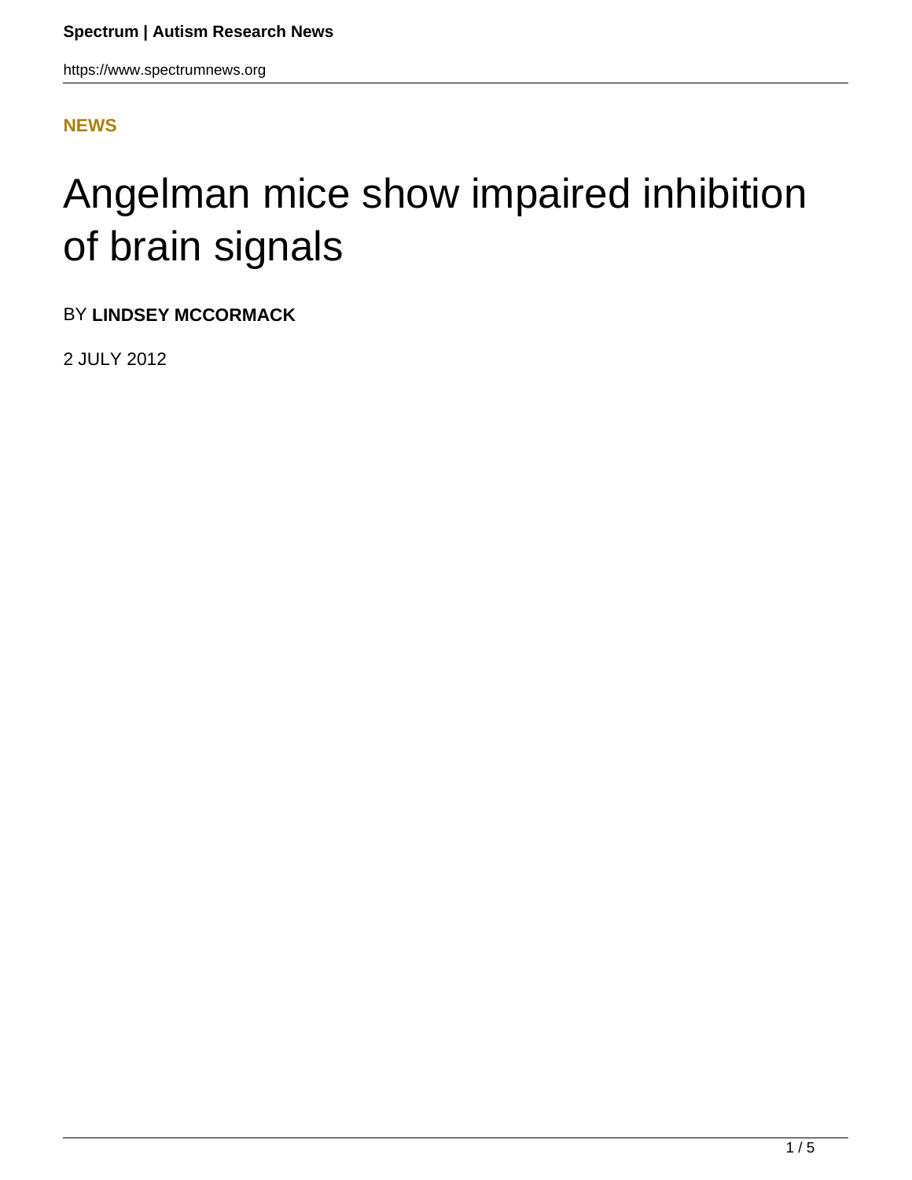**NEWS**

# Angelman mice show impaired inhibition of brain signals

BY **LINDSEY MCCORMACK**

2 JULY 2012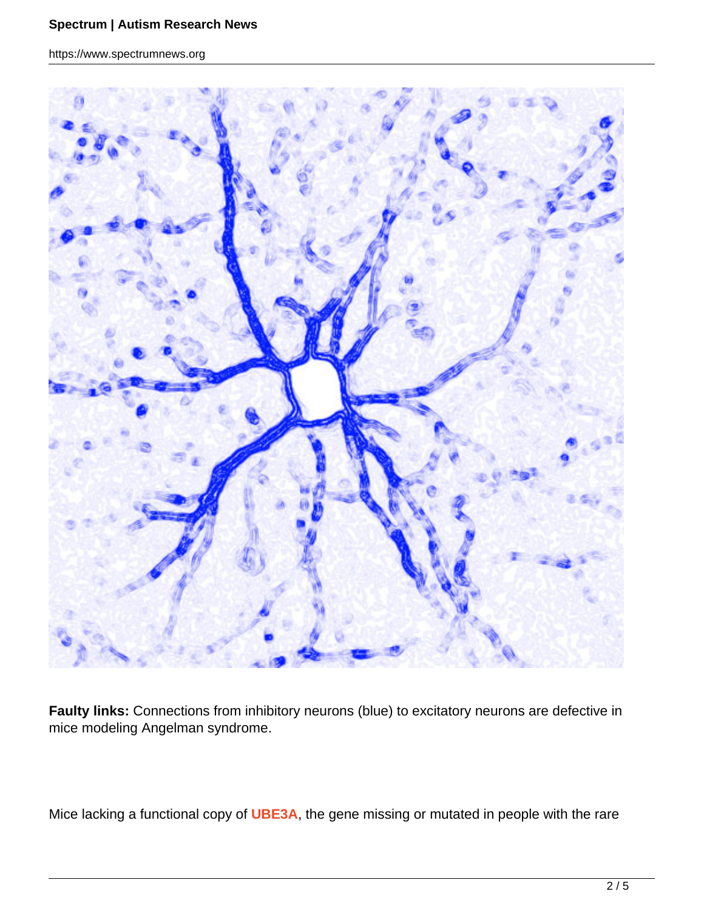**Faulty links:** Connections from inhibitory neurons (blue) to excitatory neurons are defective in mice modeling Angelman syndrome.

Mice lacking a functional copy of **UBE3A**, the gene missing or mutated in people with the rare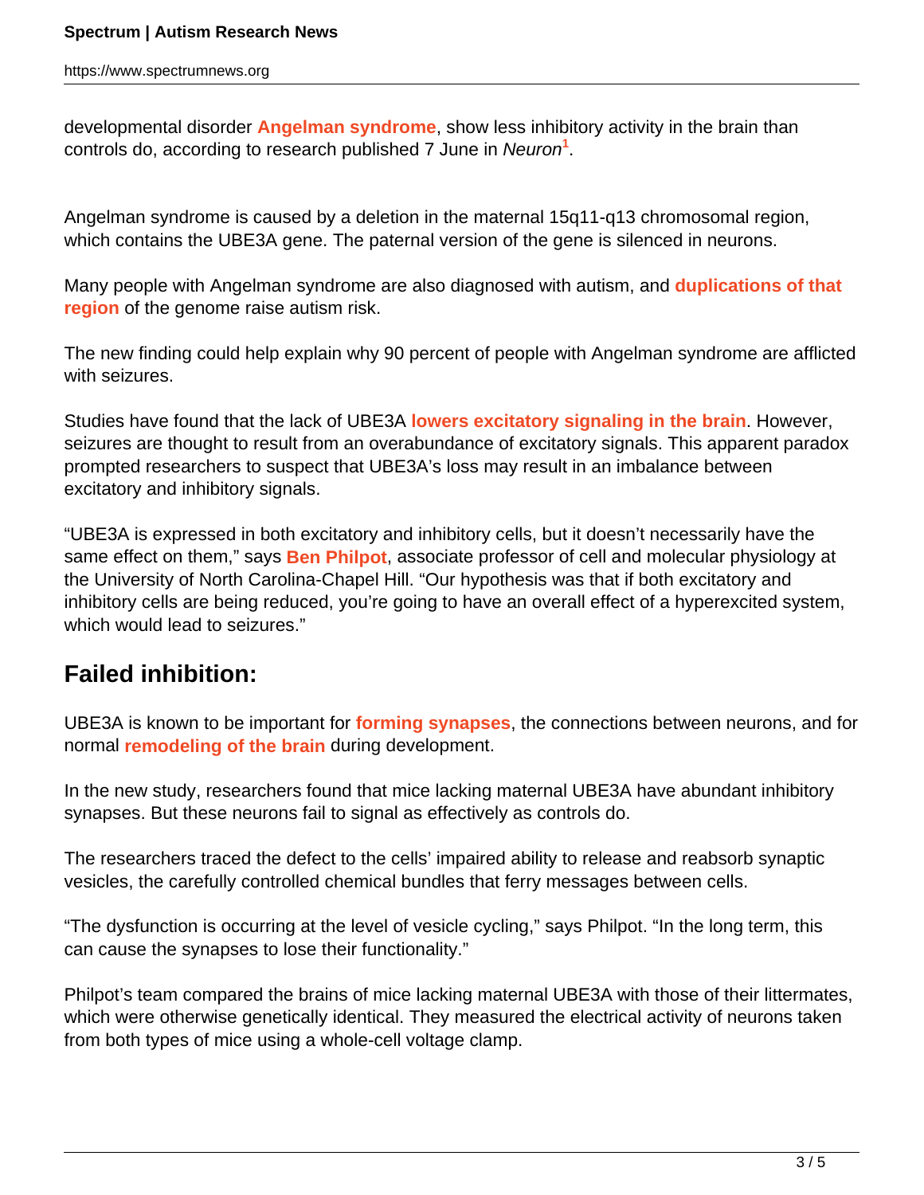developmental disorder **Angelman syndrome**, show less inhibitory activity in the brain than controls do, according to research published 7 June in *Neuron*[1].

Angelman syndrome is caused by a deletion in the maternal 15q11-q13 chromosomal region, which contains the UBE3A gene. The paternal version of the gene is silenced in neurons.

Many people with Angelman syndrome are also diagnosed with autism, and **duplications of that region** of the genome raise autism risk.

The new finding could help explain why 90 percent of people with Angelman syndrome are afflicted with seizures.

Studies have found that the lack of UBE3A **lowers excitatory signaling in the brain**. However, seizures are thought to result from an overabundance of excitatory signals. This apparent paradox prompted researchers to suspect that UBE3A's loss may result in an imbalance between excitatory and inhibitory signals.

"UBE3A is expressed in both excitatory and inhibitory cells, but it doesn't necessarily have the same effect on them," says **Ben Philpot**, associate professor of cell and molecular physiology at the University of North Carolina-Chapel Hill. "Our hypothesis was that if both excitatory and inhibitory cells are being reduced, you're going to have an overall effect of a hyperexcited system, which would lead to seizures."

## Failed inhibition:

UBE3A is known to be important for **forming synapses**, the connections between neurons, and for normal **remodeling of the brain** during development.

In the new study, researchers found that mice lacking maternal UBE3A have abundant inhibitory synapses. But these neurons fail to signal as effectively as controls do.

The researchers traced the defect to the cells' impaired ability to release and reabsorb synaptic vesicles, the carefully controlled chemical bundles that ferry messages between cells.

"The dysfunction is occurring at the level of vesicle cycling," says Philpot. "In the long term, this can cause the synapses to lose their functionality."

Philpot's team compared the brains of mice lacking maternal UBE3A with those of their littermates, which were otherwise genetically identical. They measured the electrical activity of neurons taken from both types of mice using a whole-cell voltage clamp.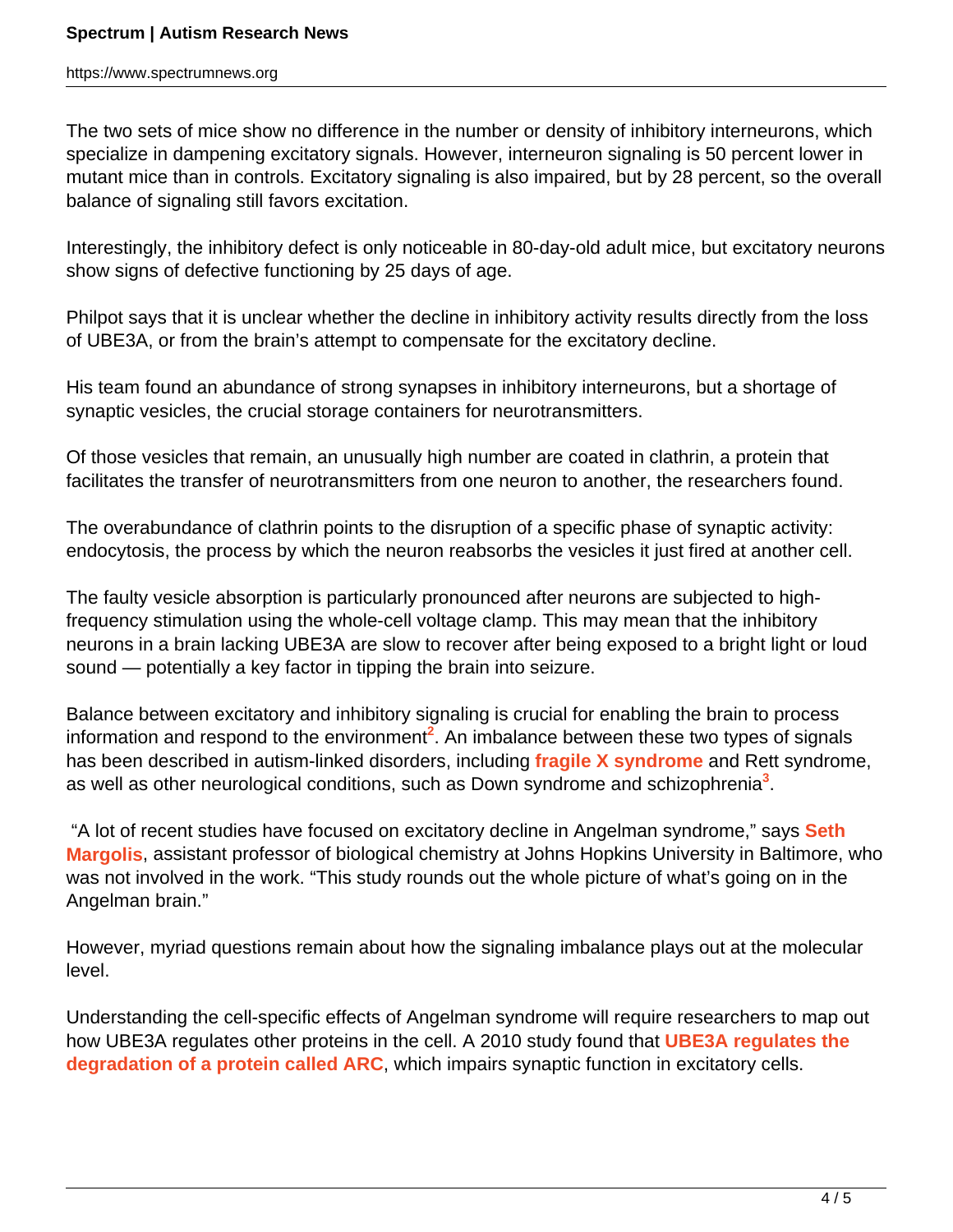The two sets of mice show no difference in the number or density of inhibitory interneurons, which specialize in dampening excitatory signals. However, interneuron signaling is 50 percent lower in mutant mice than in controls. Excitatory signaling is also impaired, but by 28 percent, so the overall balance of signaling still favors excitation.

Interestingly, the inhibitory defect is only noticeable in 80-day-old adult mice, but excitatory neurons show signs of defective functioning by 25 days of age.

Philpot says that it is unclear whether the decline in inhibitory activity results directly from the loss of UBE3A, or from the brain's attempt to compensate for the excitatory decline.

His team found an abundance of strong synapses in inhibitory interneurons, but a shortage of synaptic vesicles, the crucial storage containers for neurotransmitters.

Of those vesicles that remain, an unusually high number are coated in clathrin, a protein that facilitates the transfer of neurotransmitters from one neuron to another, the researchers found.

The overabundance of clathrin points to the disruption of a specific phase of synaptic activity: endocytosis, the process by which the neuron reabsorbs the vesicles it just fired at another cell.

The faulty vesicle absorption is particularly pronounced after neurons are subjected to high-frequency stimulation using the whole-cell voltage clamp. This may mean that the inhibitory neurons in a brain lacking UBE3A are slow to recover after being exposed to a bright light or loud sound — potentially a key factor in tipping the brain into seizure.

Balance between excitatory and inhibitory signaling is crucial for enabling the brain to process information and respond to the environment[2]. An imbalance between these two types of signals has been described in autism-linked disorders, including **fragile X syndrome** and Rett syndrome, as well as other neurological conditions, such as Down syndrome and schizophrenia[3].

"A lot of recent studies have focused on excitatory decline in Angelman syndrome," says **Seth Margolis**, assistant professor of biological chemistry at Johns Hopkins University in Baltimore, who was not involved in the work. "This study rounds out the whole picture of what's going on in the Angelman brain."

However, myriad questions remain about how the signaling imbalance plays out at the molecular level.

Understanding the cell-specific effects of Angelman syndrome will require researchers to map out how UBE3A regulates other proteins in the cell. A 2010 study found that **UBE3A regulates the degradation of a protein called ARC**, which impairs synaptic function in excitatory cells.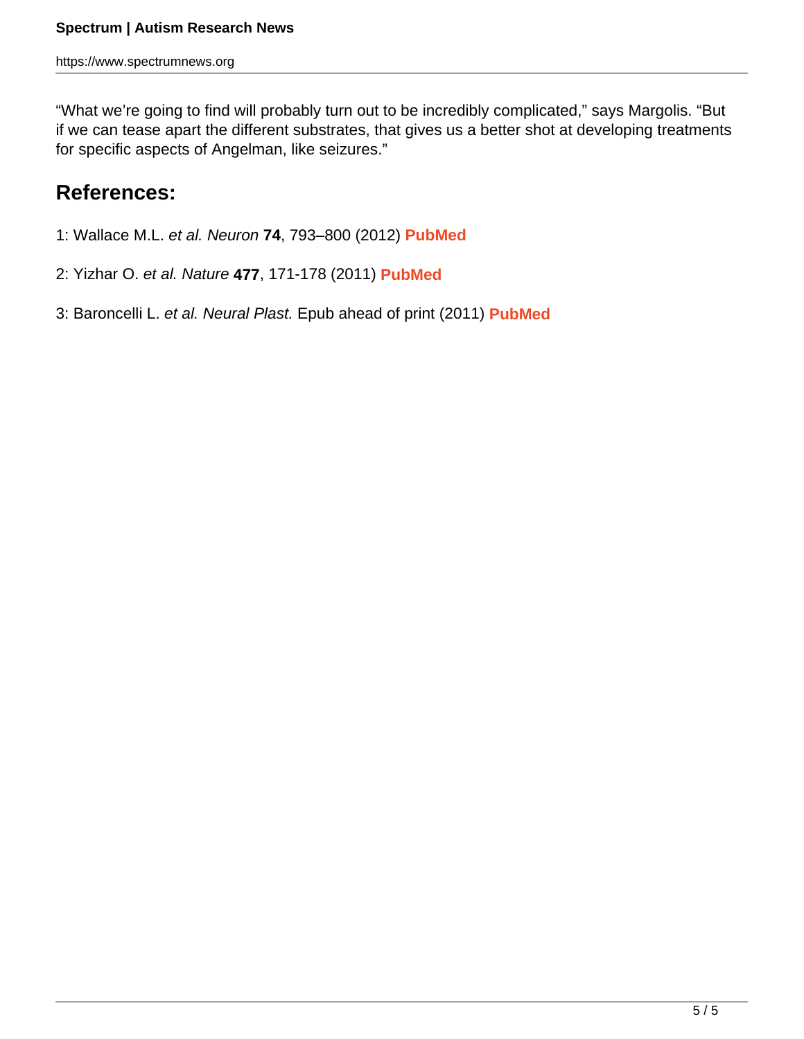"What we're going to find will probably turn out to be incredibly complicated," says Margolis. "But if we can tease apart the different substrates, that gives us a better shot at developing treatments for specific aspects of Angelman, like seizures."

## References:

1: Wallace M.L. *et al. Neuron* **74**, 793–800 (2012) **PubMed**

2: Yizhar O. *et al. Nature* **477**, 171-178 (2011) **PubMed**

3: Baroncelli L. *et al. Neural Plast.* Epub ahead of print (2011) **PubMed**